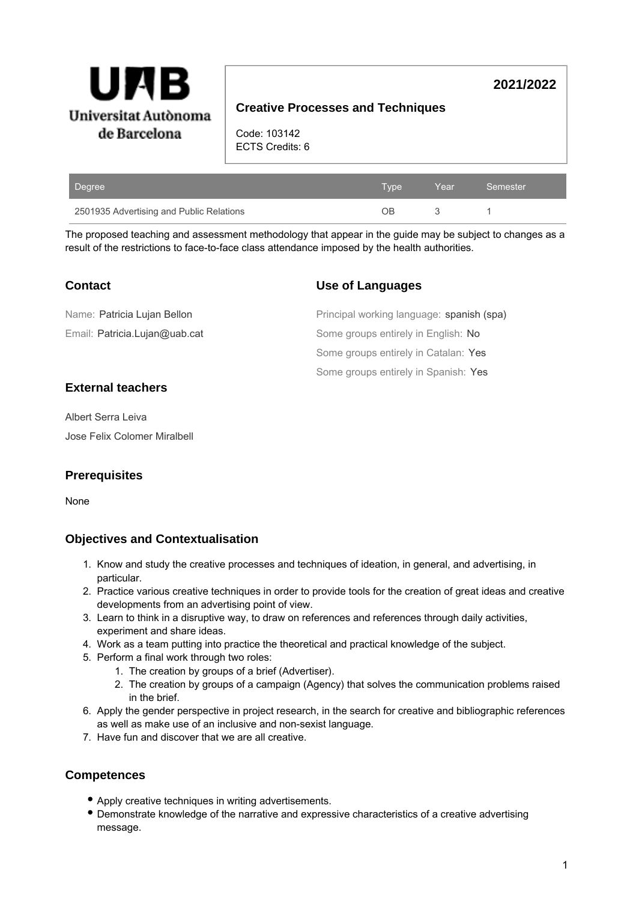UAB Universitat Autònoma de Barcelona

**2021/2022**

## Creative Processes and Techniques

Code: 103142
ECTS Credits: 6

| Degree | Type | Year | Semester |
| --- | --- | --- | --- |
| 2501935 Advertising and Public Relations | OB | 3 | 1 |

The proposed teaching and assessment methodology that appear in the guide may be subject to changes as a result of the restrictions to face-to-face class attendance imposed by the health authorities.

### Contact

Name: Patricia Lujan Bellon

Email: Patricia.Lujan@uab.cat

### Use of Languages

Principal working language: spanish (spa)

Some groups entirely in English: No

Some groups entirely in Catalan: Yes

Some groups entirely in Spanish: Yes

### External teachers

Albert Serra Leiva

Jose Felix Colomer Miralbell

### Prerequisites

None

### Objectives and Contextualisation

1. Know and study the creative processes and techniques of ideation, in general, and advertising, in particular.
2. Practice various creative techniques in order to provide tools for the creation of great ideas and creative developments from an advertising point of view.
3. Learn to think in a disruptive way, to draw on references and references through daily activities, experiment and share ideas.
4. Work as a team putting into practice the theoretical and practical knowledge of the subject.
5. Perform a final work through two roles:
    1. The creation by groups of a brief (Advertiser).
    2. The creation by groups of a campaign (Agency) that solves the communication problems raised in the brief.
6. Apply the gender perspective in project research, in the search for creative and bibliographic references as well as make use of an inclusive and non-sexist language.
7. Have fun and discover that we are all creative.

### Competences

- Apply creative techniques in writing advertisements.
- Demonstrate knowledge of the narrative and expressive characteristics of a creative advertising message.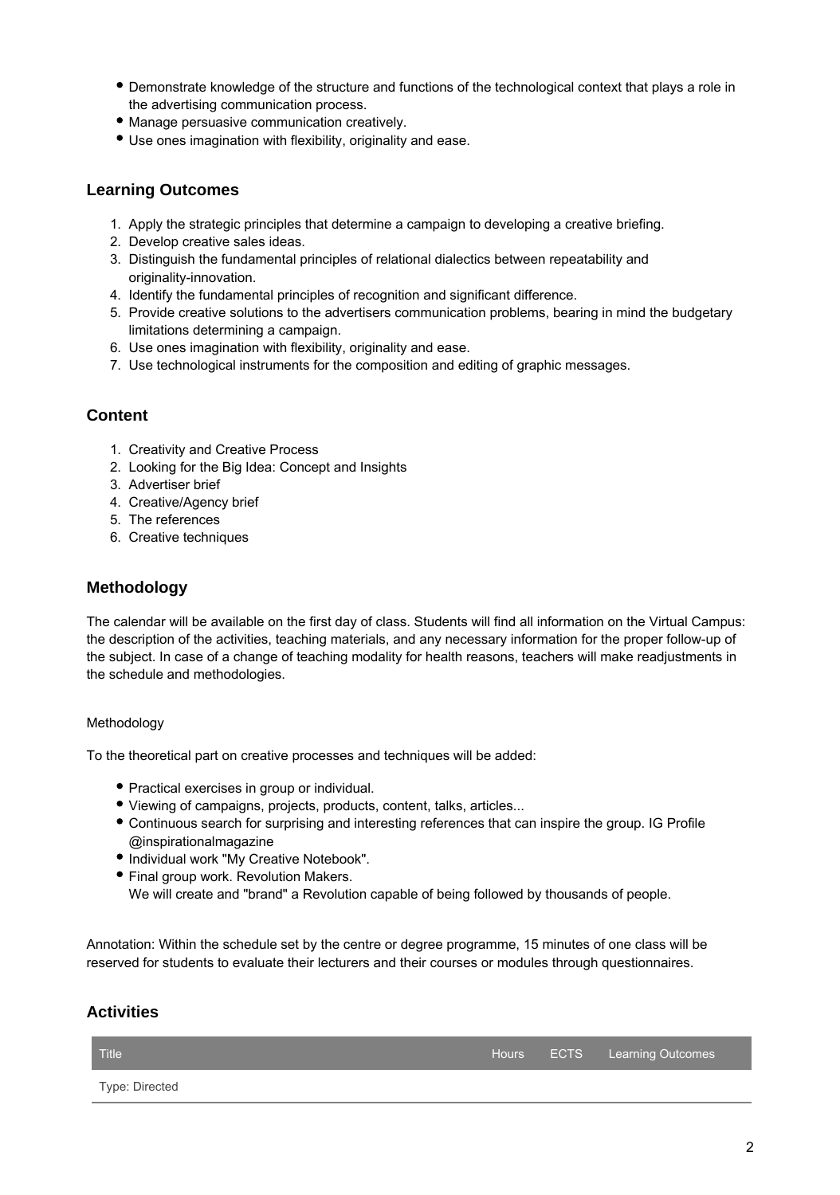- Demonstrate knowledge of the structure and functions of the technological context that plays a role in the advertising communication process.
- Manage persuasive communication creatively.
- Use ones imagination with flexibility, originality and ease.

## Learning Outcomes

1. Apply the strategic principles that determine a campaign to developing a creative briefing.
2. Develop creative sales ideas.
3. Distinguish the fundamental principles of relational dialectics between repeatability and originality-innovation.
4. Identify the fundamental principles of recognition and significant difference.
5. Provide creative solutions to the advertisers communication problems, bearing in mind the budgetary limitations determining a campaign.
6. Use ones imagination with flexibility, originality and ease.
7. Use technological instruments for the composition and editing of graphic messages.

## Content

1. Creativity and Creative Process
2. Looking for the Big Idea: Concept and Insights
3. Advertiser brief
4. Creative/Agency brief
5. The references
6. Creative techniques

## Methodology

The calendar will be available on the first day of class. Students will find all information on the Virtual Campus: the description of the activities, teaching materials, and any necessary information for the proper follow-up of the subject. In case of a change of teaching modality for health reasons, teachers will make readjustments in the schedule and methodologies.

Methodology

To the theoretical part on creative processes and techniques will be added:

- Practical exercises in group or individual.
- Viewing of campaigns, projects, products, content, talks, articles...
- Continuous search for surprising and interesting references that can inspire the group. IG Profile @inspirationalmagazine
- Individual work "My Creative Notebook".
- Final group work. Revolution Makers.
  We will create and "brand" a Revolution capable of being followed by thousands of people.

Annotation: Within the schedule set by the centre or degree programme, 15 minutes of one class will be reserved for students to evaluate their lecturers and their courses or modules through questionnaires.

## Activities

| Title | Hours | ECTS | Learning Outcomes |
|---|---|---|---|
| Type: Directed | | | |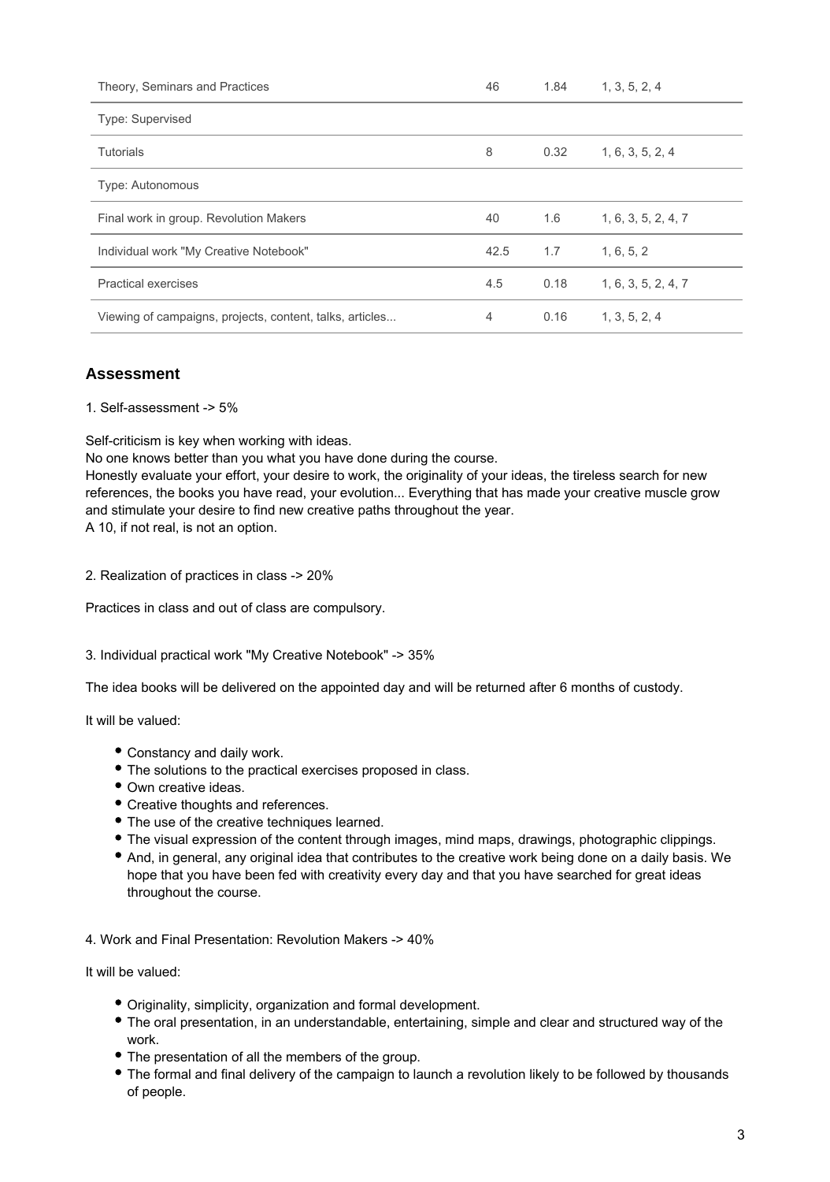| | | | |
|---|---|---|---|
| Theory, Seminars and Practices | 46 | 1.84 | 1, 3, 5, 2, 4 |
| Type: Supervised | | | |
| Tutorials | 8 | 0.32 | 1, 6, 3, 5, 2, 4 |
| Type: Autonomous | | | |
| Final work in group. Revolution Makers | 40 | 1.6 | 1, 6, 3, 5, 2, 4, 7 |
| Individual work "My Creative Notebook" | 42.5 | 1.7 | 1, 6, 5, 2 |
| Practical exercises | 4.5 | 0.18 | 1, 6, 3, 5, 2, 4, 7 |
| Viewing of campaigns, projects, content, talks, articles... | 4 | 0.16 | 1, 3, 5, 2, 4 |

## Assessment

1. Self-assessment -> 5%

Self-criticism is key when working with ideas.
No one knows better than you what you have done during the course.
Honestly evaluate your effort, your desire to work, the originality of your ideas, the tireless search for new references, the books you have read, your evolution... Everything that has made your creative muscle grow and stimulate your desire to find new creative paths throughout the year.
A 10, if not real, is not an option.

2. Realization of practices in class -> 20%

Practices in class and out of class are compulsory.

3. Individual practical work "My Creative Notebook" -> 35%

The idea books will be delivered on the appointed day and will be returned after 6 months of custody.

It will be valued:

- Constancy and daily work.
- The solutions to the practical exercises proposed in class.
- Own creative ideas.
- Creative thoughts and references.
- The use of the creative techniques learned.
- The visual expression of the content through images, mind maps, drawings, photographic clippings.
- And, in general, any original idea that contributes to the creative work being done on a daily basis. We hope that you have been fed with creativity every day and that you have searched for great ideas throughout the course.

4. Work and Final Presentation: Revolution Makers -> 40%

It will be valued:

- Originality, simplicity, organization and formal development.
- The oral presentation, in an understandable, entertaining, simple and clear and structured way of the work.
- The presentation of all the members of the group.
- The formal and final delivery of the campaign to launch a revolution likely to be followed by thousands of people.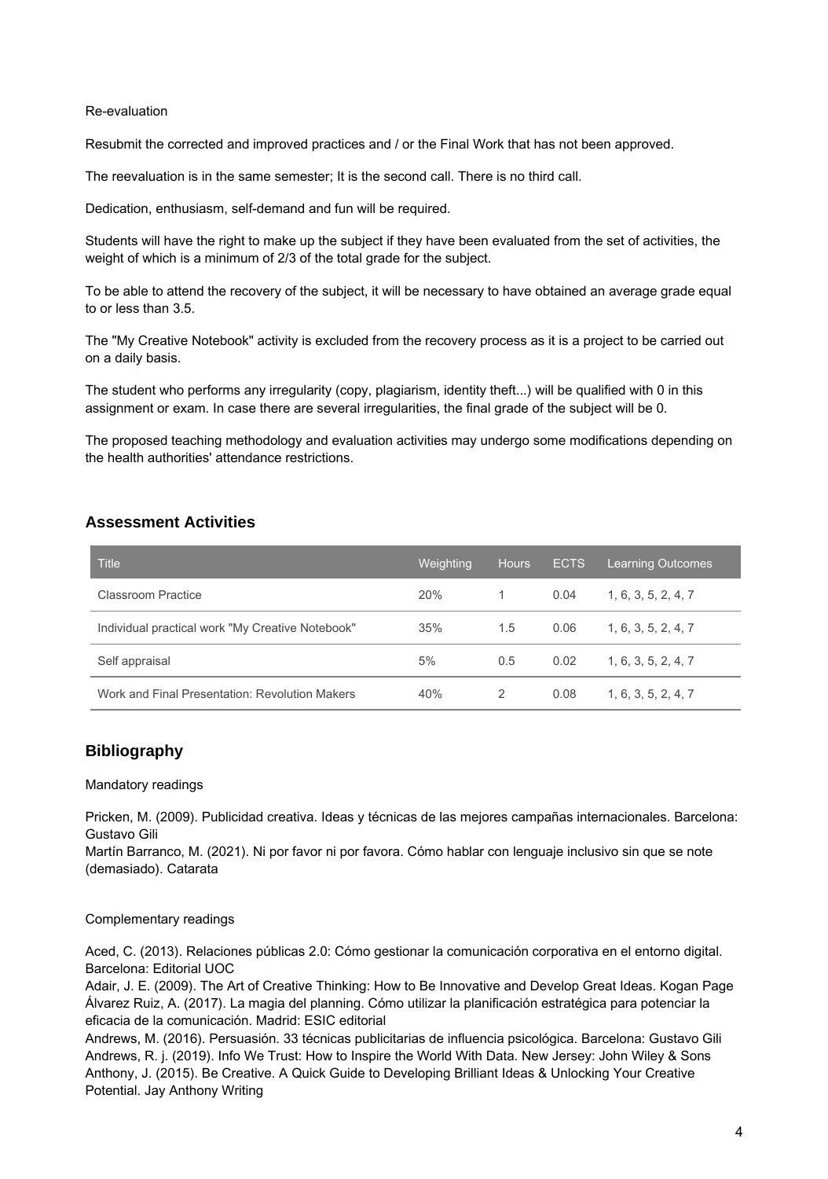Re-evaluation

Resubmit the corrected and improved practices and / or the Final Work that has not been approved.

The reevaluation is in the same semester; It is the second call. There is no third call.

Dedication, enthusiasm, self-demand and fun will be required.

Students will have the right to make up the subject if they have been evaluated from the set of activities, the weight of which is a minimum of 2/3 of the total grade for the subject.

To be able to attend the recovery of the subject, it will be necessary to have obtained an average grade equal to or less than 3.5.

The "My Creative Notebook" activity is excluded from the recovery process as it is a project to be carried out on a daily basis.

The student who performs any irregularity (copy, plagiarism, identity theft...) will be qualified with 0 in this assignment or exam. In case there are several irregularities, the final grade of the subject will be 0.

The proposed teaching methodology and evaluation activities may undergo some modifications depending on the health authorities' attendance restrictions.

## Assessment Activities

| Title | Weighting | Hours | ECTS | Learning Outcomes |
|---|---|---|---|---|
| Classroom Practice | 20% | 1 | 0.04 | 1, 6, 3, 5, 2, 4, 7 |
| Individual practical work "My Creative Notebook" | 35% | 1.5 | 0.06 | 1, 6, 3, 5, 2, 4, 7 |
| Self appraisal | 5% | 0.5 | 0.02 | 1, 6, 3, 5, 2, 4, 7 |
| Work and Final Presentation: Revolution Makers | 40% | 2 | 0.08 | 1, 6, 3, 5, 2, 4, 7 |

## Bibliography

Mandatory readings

Pricken, M. (2009). Publicidad creativa. Ideas y técnicas de las mejores campañas internacionales. Barcelona: Gustavo Gili
Martín Barranco, M. (2021). Ni por favor ni por favora. Cómo hablar con lenguaje inclusivo sin que se note (demasiado). Catarata

Complementary readings

Aced, C. (2013). Relaciones públicas 2.0: Cómo gestionar la comunicación corporativa en el entorno digital. Barcelona: Editorial UOC
Adair, J. E. (2009). The Art of Creative Thinking: How to Be Innovative and Develop Great Ideas. Kogan Page
Álvarez Ruiz, A. (2017). La magia del planning. Cómo utilizar la planificación estratégica para potenciar la eficacia de la comunicación. Madrid: ESIC editorial
Andrews, M. (2016). Persuasión. 33 técnicas publicitarias de influencia psicológica. Barcelona: Gustavo Gili
Andrews, R. j. (2019). Info We Trust: How to Inspire the World With Data. New Jersey: John Wiley & Sons
Anthony, J. (2015). Be Creative. A Quick Guide to Developing Brilliant Ideas & Unlocking Your Creative Potential. Jay Anthony Writing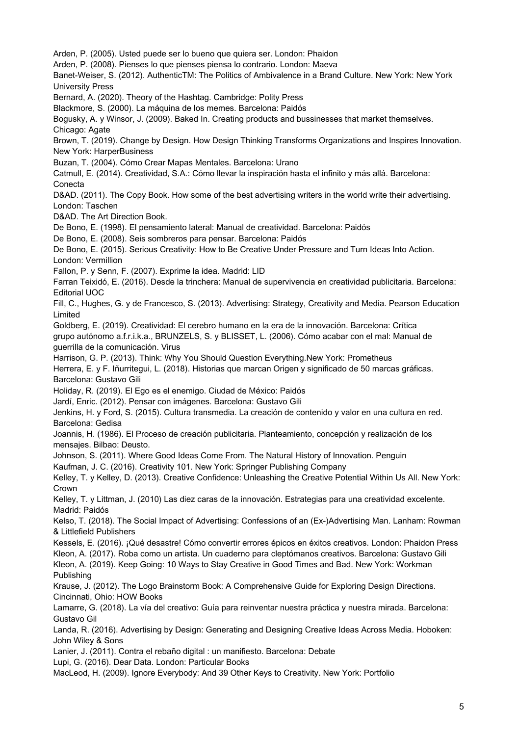Arden, P. (2005). Usted puede ser lo bueno que quiera ser. London: Phaidon

Arden, P. (2008). Pienses lo que pienses piensa lo contrario. London: Maeva

Banet-Weiser, S. (2012). AuthenticTM: The Politics of Ambivalence in a Brand Culture. New York: New York University Press

Bernard, A. (2020). Theory of the Hashtag. Cambridge: Polity Press

Blackmore, S. (2000). La máquina de los memes. Barcelona: Paidós

Bogusky, A. y Winsor, J. (2009). Baked In. Creating products and bussinesses that market themselves. Chicago: Agate

Brown, T. (2019). Change by Design. How Design Thinking Transforms Organizations and Inspires Innovation. New York: HarperBusiness

Buzan, T. (2004). Cómo Crear Mapas Mentales. Barcelona: Urano

Catmull, E. (2014). Creatividad, S.A.: Cómo llevar la inspiración hasta el infinito y más allá. Barcelona: Conecta

D&AD. (2011). The Copy Book. How some of the best advertising writers in the world write their advertising. London: Taschen

D&AD. The Art Direction Book.

De Bono, E. (1998). El pensamiento lateral: Manual de creatividad. Barcelona: Paidós

De Bono, E. (2008). Seis sombreros para pensar. Barcelona: Paidós

De Bono, E. (2015). Serious Creativity: How to Be Creative Under Pressure and Turn Ideas Into Action. London: Vermillion

Fallon, P. y Senn, F. (2007). Exprime la idea. Madrid: LID

Farran Teixidó, E. (2016). Desde la trinchera: Manual de supervivencia en creatividad publicitaria. Barcelona: Editorial UOC

Fill, C., Hughes, G. y de Francesco, S. (2013). Advertising: Strategy, Creativity and Media. Pearson Education Limited

Goldberg, E. (2019). Creatividad: El cerebro humano en la era de la innovación. Barcelona: Crítica

grupo autónomo a.f.r.i.k.a., BRUNZELS, S. y BLISSET, L. (2006). Cómo acabar con el mal: Manual de guerrilla de la comunicación. Virus

Harrison, G. P. (2013). Think: Why You Should Question Everything.New York: Prometheus

Herrera, E. y F. Iñurritegui, L. (2018). Historias que marcan Origen y significado de 50 marcas gráficas. Barcelona: Gustavo Gili

Holiday, R. (2019). El Ego es el enemigo. Ciudad de México: Paidós

Jardí, Enric. (2012). Pensar con imágenes. Barcelona: Gustavo Gili

Jenkins, H. y Ford, S. (2015). Cultura transmedia. La creación de contenido y valor en una cultura en red. Barcelona: Gedisa

Joannis, H. (1986). El Proceso de creación publicitaria. Planteamiento, concepción y realización de los mensajes. Bilbao: Deusto.

Johnson, S. (2011). Where Good Ideas Come From. The Natural History of Innovation. Penguin

Kaufman, J. C. (2016). Creativity 101. New York: Springer Publishing Company

Kelley, T. y Kelley, D. (2013). Creative Confidence: Unleashing the Creative Potential Within Us All. New York: Crown

Kelley, T. y Littman, J. (2010) Las diez caras de la innovación. Estrategias para una creatividad excelente. Madrid: Paidós

Kelso, T. (2018). The Social Impact of Advertising: Confessions of an (Ex-)Advertising Man. Lanham: Rowman & Littlefield Publishers

Kessels, E. (2016). ¡Qué desastre! Cómo convertir errores épicos en éxitos creativos. London: Phaidon Press

Kleon, A. (2017). Roba como un artista. Un cuaderno para cleptómanos creativos. Barcelona: Gustavo Gili

Kleon, A. (2019). Keep Going: 10 Ways to Stay Creative in Good Times and Bad. New York: Workman Publishing

Krause, J. (2012). The Logo Brainstorm Book: A Comprehensive Guide for Exploring Design Directions. Cincinnati, Ohio: HOW Books

Lamarre, G. (2018). La vía del creativo: Guía para reinventar nuestra práctica y nuestra mirada. Barcelona: Gustavo Gil

Landa, R. (2016). Advertising by Design: Generating and Designing Creative Ideas Across Media. Hoboken: John Wiley & Sons

Lanier, J. (2011). Contra el rebaño digital : un manifiesto. Barcelona: Debate

Lupi, G. (2016). Dear Data. London: Particular Books

MacLeod, H. (2009). Ignore Everybody: And 39 Other Keys to Creativity. New York: Portfolio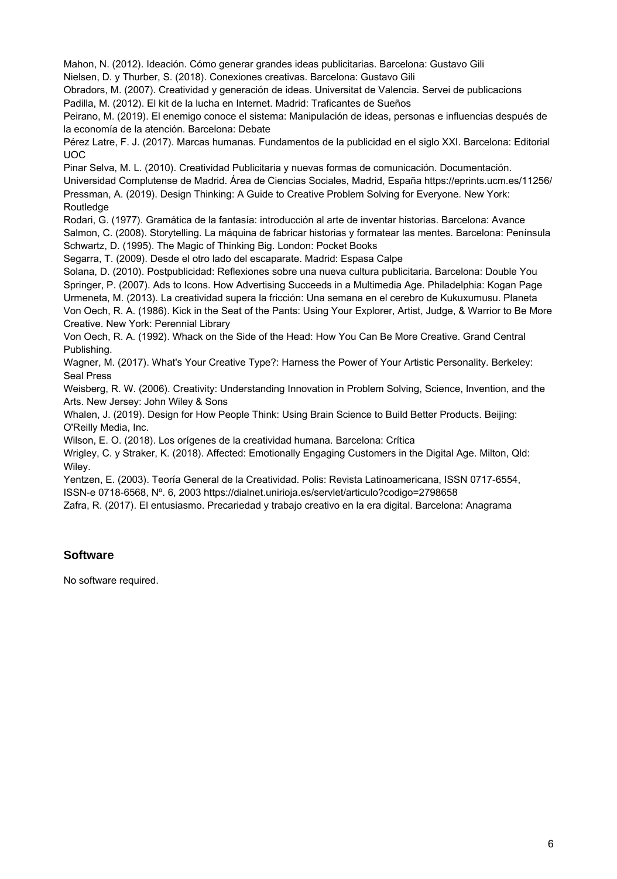Mahon, N. (2012). Ideación. Cómo generar grandes ideas publicitarias. Barcelona: Gustavo Gili

Nielsen, D. y Thurber, S. (2018). Conexiones creativas. Barcelona: Gustavo Gili

Obradors, M. (2007). Creatividad y generación de ideas. Universitat de Valencia. Servei de publicacions

Padilla, M. (2012). El kit de la lucha en Internet. Madrid: Traficantes de Sueños

Peirano, M. (2019). El enemigo conoce el sistema: Manipulación de ideas, personas e influencias después de la economía de la atención. Barcelona: Debate

Pérez Latre, F. J. (2017). Marcas humanas. Fundamentos de la publicidad en el siglo XXI. Barcelona: Editorial UOC

Pinar Selva, M. L. (2010). Creatividad Publicitaria y nuevas formas de comunicación. Documentación. Universidad Complutense de Madrid. Área de Ciencias Sociales, Madrid, España https://eprints.ucm.es/11256/

Pressman, A. (2019). Design Thinking: A Guide to Creative Problem Solving for Everyone. New York: Routledge

Rodari, G. (1977). Gramática de la fantasía: introducción al arte de inventar historias. Barcelona: Avance

Salmon, C. (2008). Storytelling. La máquina de fabricar historias y formatear las mentes. Barcelona: Península

Schwartz, D. (1995). The Magic of Thinking Big. London: Pocket Books

Segarra, T. (2009). Desde el otro lado del escaparate. Madrid: Espasa Calpe

Solana, D. (2010). Postpublicidad: Reflexiones sobre una nueva cultura publicitaria. Barcelona: Double You

Springer, P. (2007). Ads to Icons. How Advertising Succeeds in a Multimedia Age. Philadelphia: Kogan Page

Urmeneta, M. (2013). La creatividad supera la fricción: Una semana en el cerebro de Kukuxumusu. Planeta

Von Oech, R. A. (1986). Kick in the Seat of the Pants: Using Your Explorer, Artist, Judge, & Warrior to Be More Creative. New York: Perennial Library

Von Oech, R. A. (1992). Whack on the Side of the Head: How You Can Be More Creative. Grand Central Publishing.

Wagner, M. (2017). What's Your Creative Type?: Harness the Power of Your Artistic Personality. Berkeley: Seal Press

Weisberg, R. W. (2006). Creativity: Understanding Innovation in Problem Solving, Science, Invention, and the Arts. New Jersey: John Wiley & Sons

Whalen, J. (2019). Design for How People Think: Using Brain Science to Build Better Products. Beijing: O'Reilly Media, Inc.

Wilson, E. O. (2018). Los orígenes de la creatividad humana. Barcelona: Crítica

Wrigley, C. y Straker, K. (2018). Affected: Emotionally Engaging Customers in the Digital Age. Milton, Qld: Wiley.

Yentzen, E. (2003). Teoría General de la Creatividad. Polis: Revista Latinoamericana, ISSN 0717-6554, ISSN-e 0718-6568, Nº. 6, 2003 https://dialnet.unirioja.es/servlet/articulo?codigo=2798658

Zafra, R. (2017). El entusiasmo. Precariedad y trabajo creativo en la era digital. Barcelona: Anagrama

## Software

No software required.